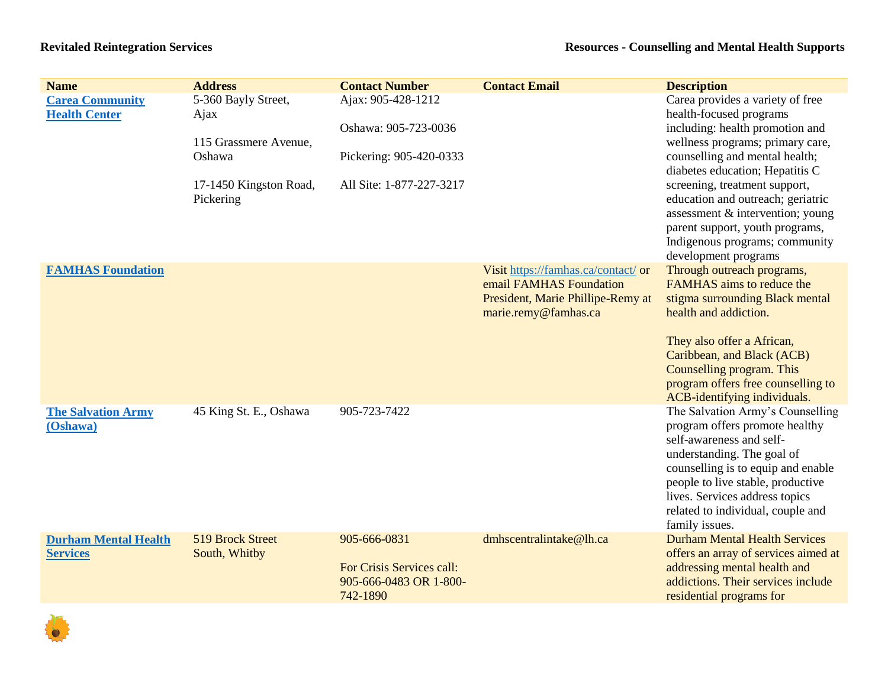# Revitaled Reintegration Services

## Resources - Counselling and Mental Health Supports

| Name | Address | Contact Number | Contact Email | Description |
|---|---|---|---|---|
| [Carea Community Health Center]() | 5-360 Bayly Street, Ajax<br><br>115 Grassmere Avenue, Oshawa<br><br>17-1450 Kingston Road, Pickering | Ajax: 905-428-1212<br><br>Oshawa: 905-723-0036<br><br>Pickering: 905-420-0333<br><br>All Site: 1-877-227-3217 | | Carea provides a variety of free health-focused programs including: health promotion and wellness programs; primary care, counselling and mental health; diabetes education; Hepatitis C screening, treatment support, education and outreach; geriatric assessment & intervention; young parent support, youth programs, Indigenous programs; community development programs |
| [FAMHAS Foundation]() | | | Visit https://famhas.ca/contact/ or email FAMHAS Foundation President, Marie Phillipe-Remy at marie.remy@famhas.ca | Through outreach programs, FAMHAS aims to reduce the stigma surrounding Black mental health and addiction.<br><br>They also offer a African, Caribbean, and Black (ACB) Counselling program. This program offers free counselling to ACB-identifying individuals. |
| [The Salvation Army (Oshawa)]() | 45 King St. E., Oshawa | 905-723-7422 | | The Salvation Army's Counselling program offers promote healthy self-awareness and self-understanding. The goal of counselling is to equip and enable people to live stable, productive lives. Services address topics related to individual, couple and family issues. |
| [Durham Mental Health Services]() | 519 Brock Street South, Whitby | 905-666-0831<br><br>For Crisis Services call: 905-666-0483 OR 1-800-742-1890 | dmhscentralintake@lh.ca | Durham Mental Health Services offers an array of services aimed at addressing mental health and addictions. Their services include residential programs for |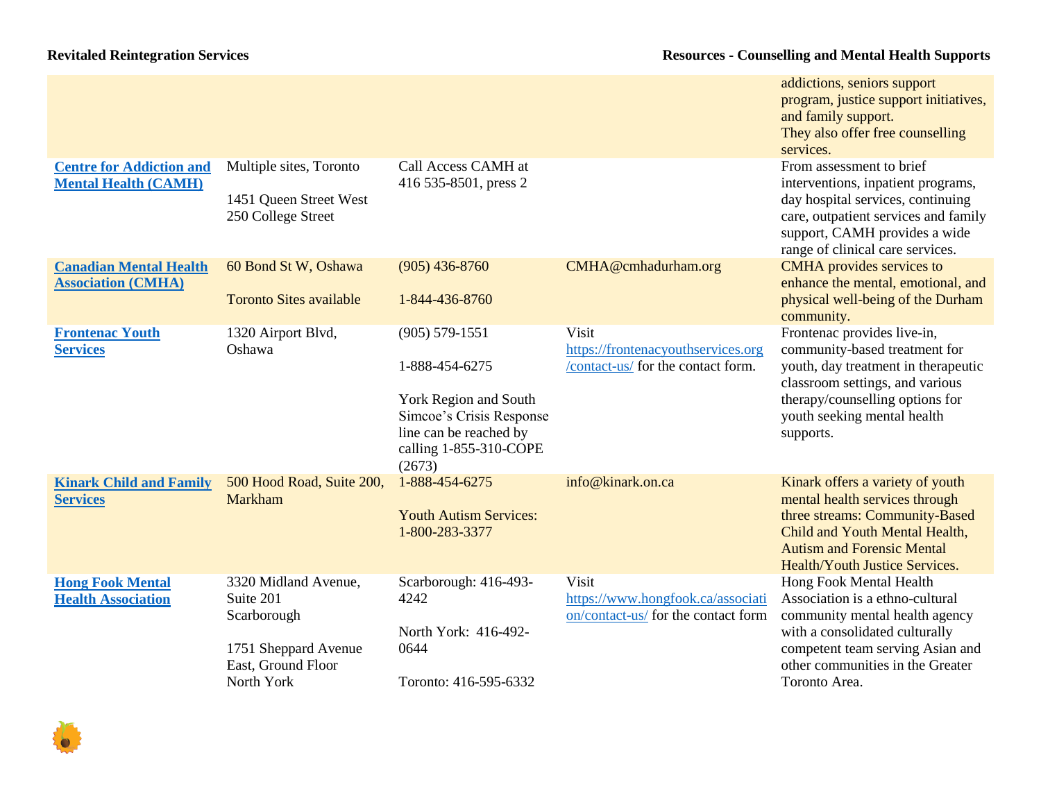| | | | | |
|---|---|---|---|---|
| | | | | addictions, seniors support program, justice support initiatives, and family support. They also offer free counselling services. |
| **[Centre for Addiction and Mental Health (CAMH)]** | Multiple sites, Toronto<br><br>1451 Queen Street West<br>250 College Street | Call Access CAMH at 416 535-8501, press 2 | | From assessment to brief interventions, inpatient programs, day hospital services, continuing care, outpatient services and family support, CAMH provides a wide range of clinical care services. |
| **[Canadian Mental Health Association (CMHA)]** | 60 Bond St W, Oshawa<br><br>Toronto Sites available | (905) 436-8760<br><br>1-844-436-8760 | CMHA@cmhadurham.org | CMHA provides services to enhance the mental, emotional, and physical well-being of the Durham community. |
| **[Frontenac Youth Services]** | 1320 Airport Blvd, Oshawa | (905) 579-1551<br><br>1-888-454-6275<br><br>York Region and South Simcoe's Crisis Response line can be reached by calling 1-855-310-COPE (2673) | Visit https://frontenacyouthservices.org/contact-us/ for the contact form. | Frontenac provides live-in, community-based treatment for youth, day treatment in therapeutic classroom settings, and various therapy/counselling options for youth seeking mental health supports. |
| **[Kinark Child and Family Services]** | 500 Hood Road, Suite 200, Markham | 1-888-454-6275<br><br>Youth Autism Services: 1-800-283-3377 | info@kinark.on.ca | Kinark offers a variety of youth mental health services through three streams: Community-Based Child and Youth Mental Health, Autism and Forensic Mental Health/Youth Justice Services. |
| **[Hong Fook Mental Health Association]** | 3320 Midland Avenue, Suite 201<br>Scarborough<br><br>1751 Sheppard Avenue East, Ground Floor<br>North York | Scarborough: 416-493-4242<br><br>North York: 416-492-0644<br><br>Toronto: 416-595-6332 | Visit https://www.hongfook.ca/association/contact-us/ for the contact form | Hong Fook Mental Health Association is a ethno-cultural community mental health agency with a consolidated culturally competent team serving Asian and other communities in the Greater Toronto Area. |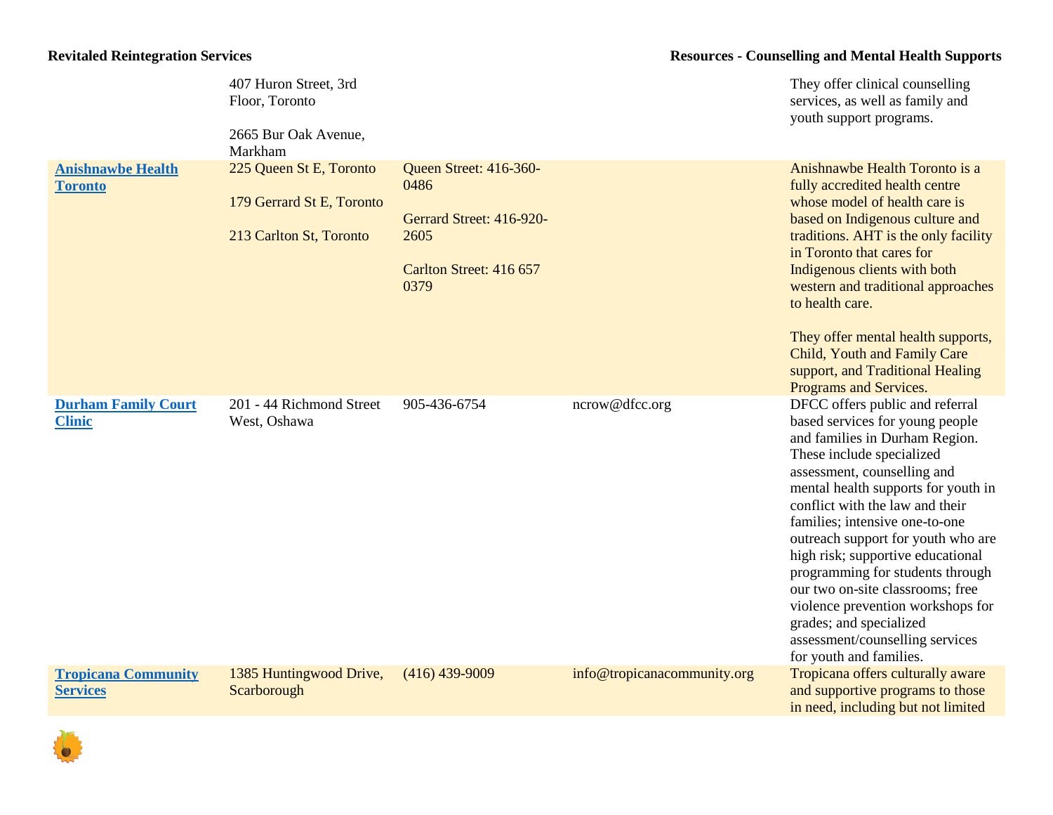| | | | | |
|---|---|---|---|---|
| | 407 Huron Street, 3rd Floor, Toronto<br><br>2665 Bur Oak Avenue, Markham | | | They offer clinical counselling services, as well as family and youth support programs. |
| **Anishnawbe Health Toronto** | 225 Queen St E, Toronto<br><br>179 Gerrard St E, Toronto<br><br>213 Carlton St, Toronto | Queen Street: 416-360-0486<br><br>Gerrard Street: 416-920-2605<br><br>Carlton Street: 416 657 0379 | | Anishnawbe Health Toronto is a fully accredited health centre whose model of health care is based on Indigenous culture and traditions. AHT is the only facility in Toronto that cares for Indigenous clients with both western and traditional approaches to health care.<br><br>They offer mental health supports, Child, Youth and Family Care support, and Traditional Healing Programs and Services. |
| **Durham Family Court Clinic** | 201 - 44 Richmond Street West, Oshawa | 905-436-6754 | ncrow@dfcc.org | DFCC offers public and referral based services for young people and families in Durham Region. These include specialized assessment, counselling and mental health supports for youth in conflict with the law and their families; intensive one-to-one outreach support for youth who are high risk; supportive educational programming for students through our two on-site classrooms; free violence prevention workshops for grades; and specialized assessment/counselling services for youth and families. |
| **Tropicana Community Services** | 1385 Huntingwood Drive, Scarborough | (416) 439-9009 | info@tropicanacommunity.org | Tropicana offers culturally aware and supportive programs to those in need, including but not limited |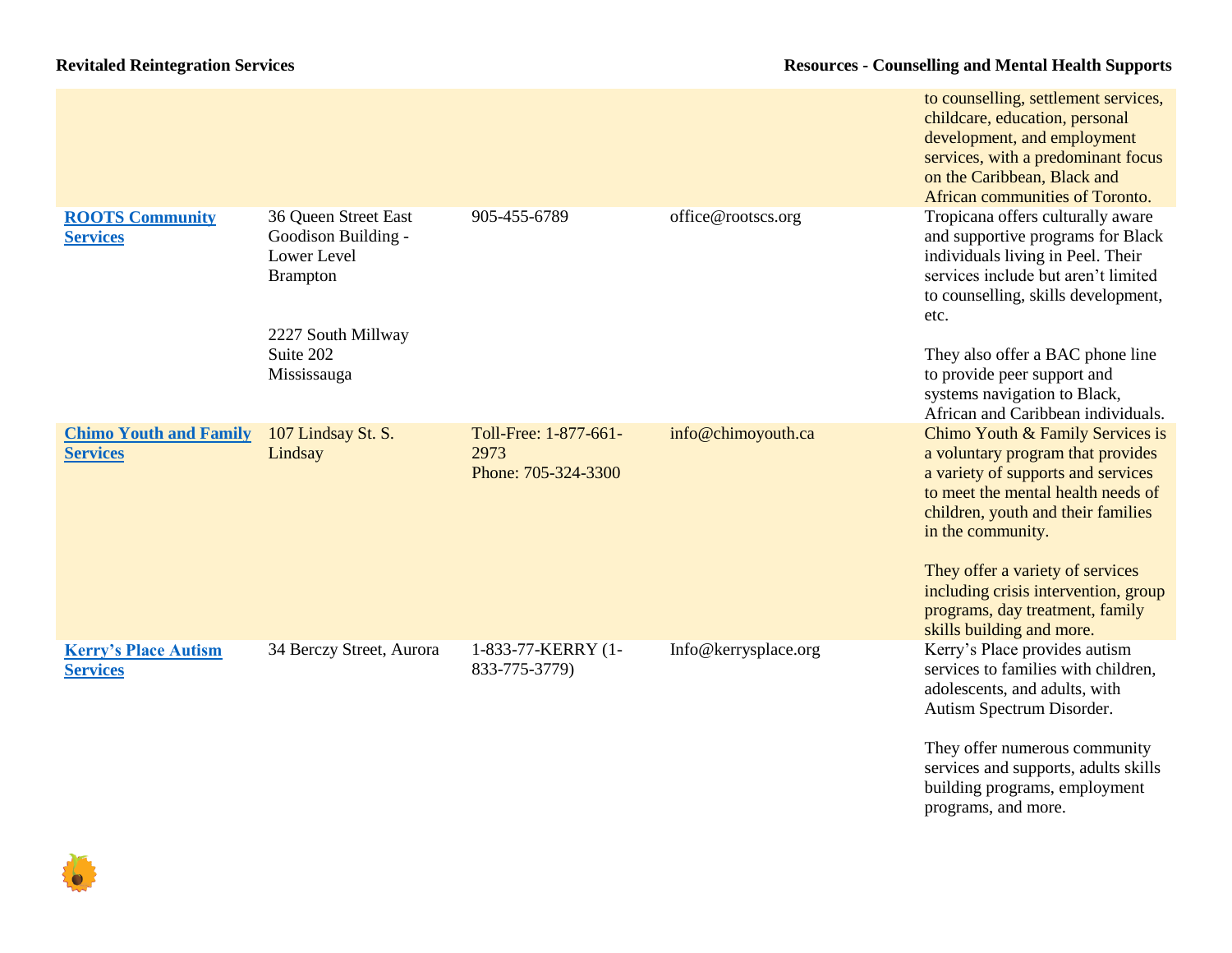| | | | | |
|---|---|---|---|---|
| | | | | to counselling, settlement services, childcare, education, personal development, and employment services, with a predominant focus on the Caribbean, Black and African communities of Toronto. |
| **ROOTS Community Services** | 36 Queen Street East Goodison Building - Lower Level Brampton<br><br>2227 South Millway Suite 202 Mississauga | 905-455-6789 | office@rootscs.org | Tropicana offers culturally aware and supportive programs for Black individuals living in Peel. Their services include but aren't limited to counselling, skills development, etc.<br><br>They also offer a BAC phone line to provide peer support and systems navigation to Black, African and Caribbean individuals. |
| **Chimo Youth and Family Services** | 107 Lindsay St. S. Lindsay | Toll-Free: 1-877-661-2973<br>Phone: 705-324-3300 | info@chimoyouth.ca | Chimo Youth & Family Services is a voluntary program that provides a variety of supports and services to meet the mental health needs of children, youth and their families in the community.<br><br>They offer a variety of services including crisis intervention, group programs, day treatment, family skills building and more. |
| **Kerry's Place Autism Services** | 34 Berczy Street, Aurora | 1-833-77-KERRY (1-833-775-3779) | Info@kerrysplace.org | Kerry's Place provides autism services to families with children, adolescents, and adults, with Autism Spectrum Disorder.<br><br>They offer numerous community services and supports, adults skills building programs, employment programs, and more. |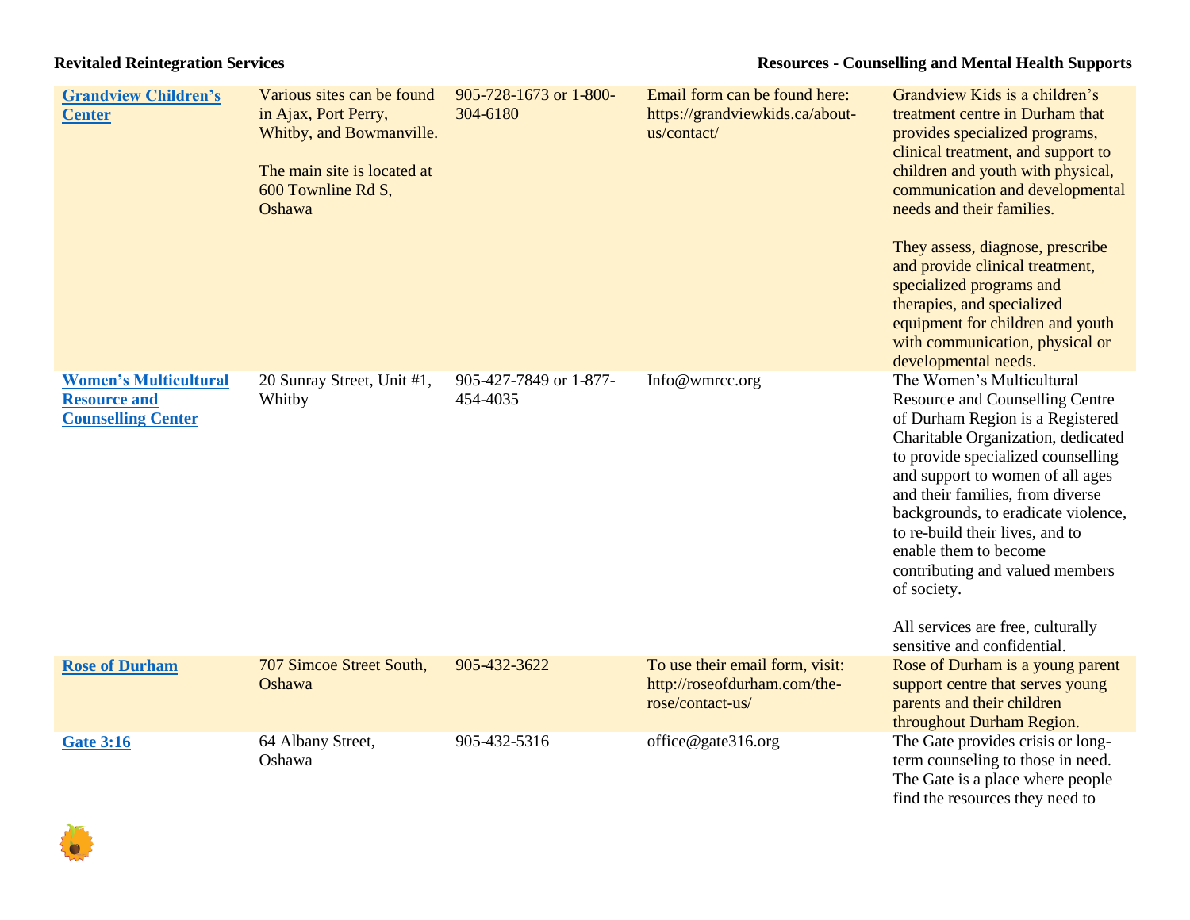| | | | | |
|---|---|---|---|---|
| **Grandview Children's Center** | Various sites can be found in Ajax, Port Perry, Whitby, and Bowmanville.<br><br>The main site is located at 600 Townline Rd S, Oshawa | 905-728-1673 or 1-800-304-6180 | Email form can be found here: https://grandviewkids.ca/about-us/contact/ | Grandview Kids is a children's treatment centre in Durham that provides specialized programs, clinical treatment, and support to children and youth with physical, communication and developmental needs and their families.<br><br>They assess, diagnose, prescribe and provide clinical treatment, specialized programs and therapies, and specialized equipment for children and youth with communication, physical or developmental needs. |
| **Women's Multicultural Resource and Counselling Center** | 20 Sunray Street, Unit #1, Whitby | 905-427-7849 or 1-877-454-4035 | Info@wmrcc.org | The Women's Multicultural Resource and Counselling Centre of Durham Region is a Registered Charitable Organization, dedicated to provide specialized counselling and support to women of all ages and their families, from diverse backgrounds, to eradicate violence, to re-build their lives, and to enable them to become contributing and valued members of society.<br><br>All services are free, culturally sensitive and confidential. |
| **Rose of Durham** | 707 Simcoe Street South, Oshawa | 905-432-3622 | To use their email form, visit: http://roseofdurham.com/the-rose/contact-us/ | Rose of Durham is a young parent support centre that serves young parents and their children throughout Durham Region. |
| **Gate 3:16** | 64 Albany Street, Oshawa | 905-432-5316 | office@gate316.org | The Gate provides crisis or long-term counseling to those in need. The Gate is a place where people find the resources they need to |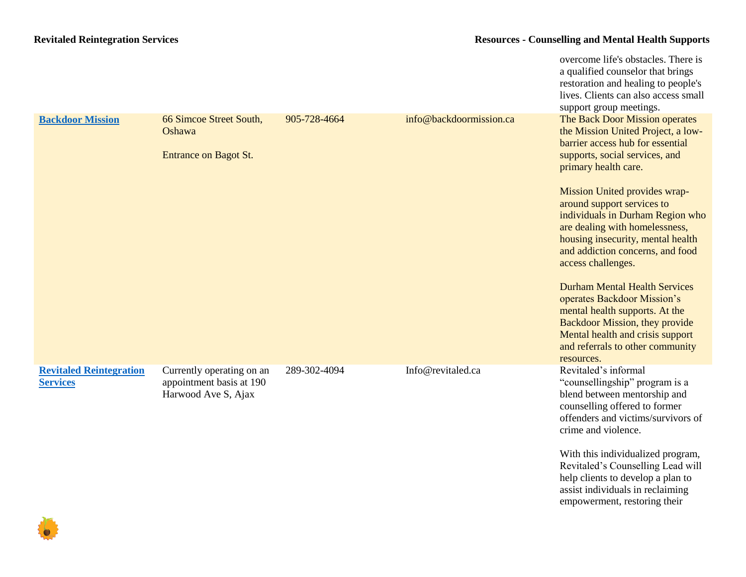| | | | | |
|---|---|---|---|---|
| | | | | overcome life's obstacles. There is a qualified counselor that brings restoration and healing to people's lives. Clients can also access small support group meetings. |
| **Backdoor Mission** | 66 Simcoe Street South, Oshawa<br><br>Entrance on Bagot St. | 905-728-4664 | info@backdoormission.ca | The Back Door Mission operates the Mission United Project, a low-barrier access hub for essential supports, social services, and primary health care.<br><br>Mission United provides wrap-around support services to individuals in Durham Region who are dealing with homelessness, housing insecurity, mental health and addiction concerns, and food access challenges.<br><br>Durham Mental Health Services operates Backdoor Mission's mental health supports. At the Backdoor Mission, they provide Mental health and crisis support and referrals to other community resources. |
| **Revitaled Reintegration Services** | Currently operating on an appointment basis at 190 Harwood Ave S, Ajax | 289-302-4094 | Info@revitaled.ca | Revitaled's informal "counsellingship" program is a blend between mentorship and counselling offered to former offenders and victims/survivors of crime and violence.<br><br>With this individualized program, Revitaled's Counselling Lead will help clients to develop a plan to assist individuals in reclaiming empowerment, restoring their |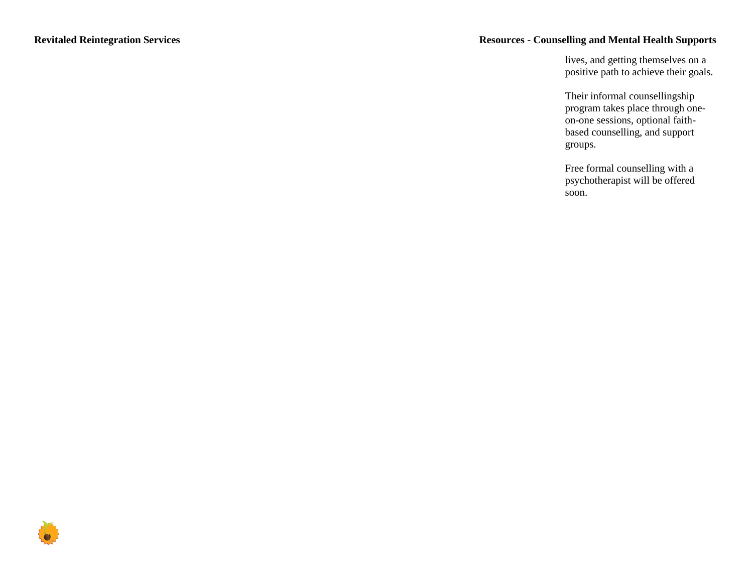lives, and getting themselves on a positive path to achieve their goals.

Their informal counsellingship program takes place through one-on-one sessions, optional faith-based counselling, and support groups.

Free formal counselling with a psychotherapist will be offered soon.